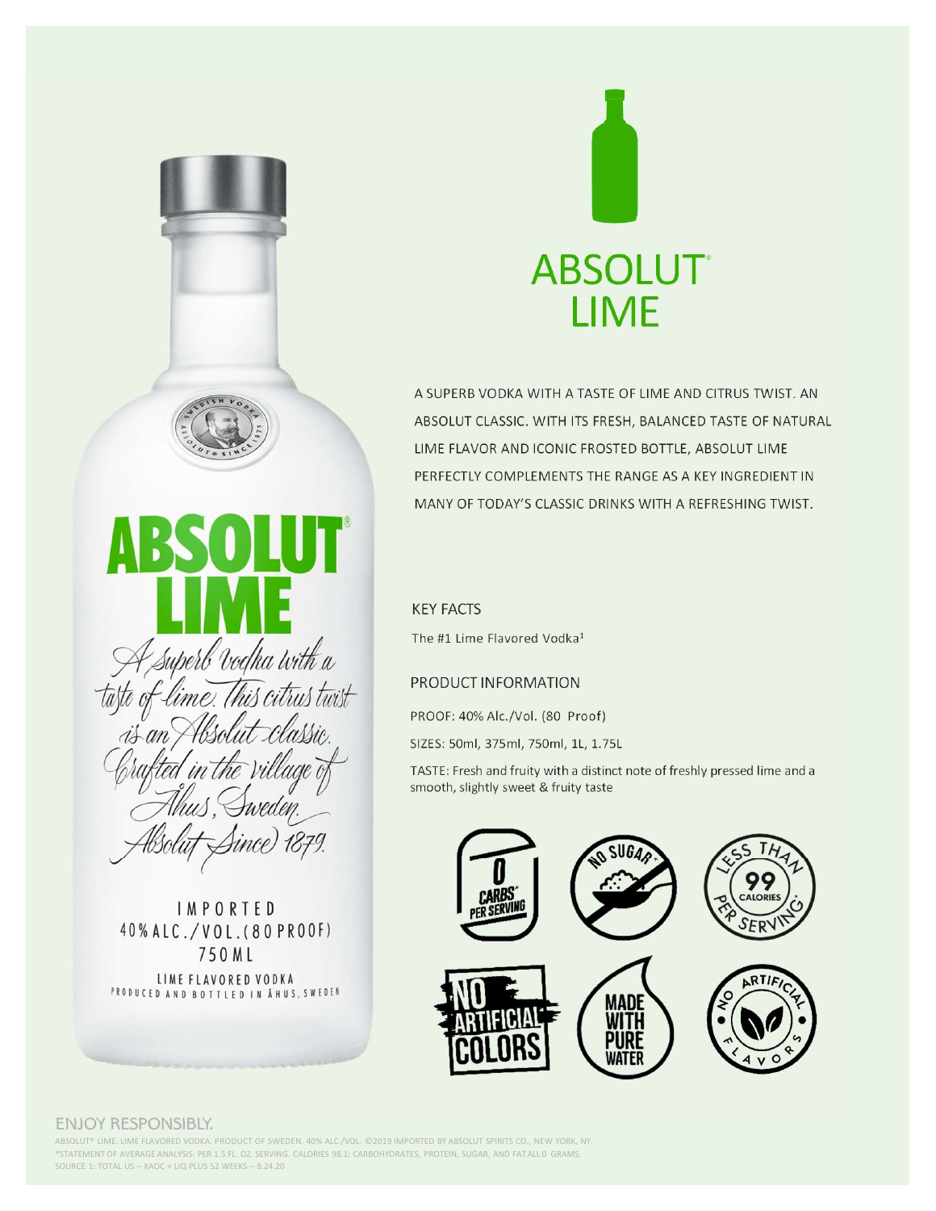# ABSOLUT® LIME

A SUPERB VODKA WITH A TASTE OF LIME AND CITRUS TWIST. AN ABSOLUT CLASSIC. WITH ITS FRESH, BALANCED TASTE OF NATURAL LIME FLAVOR AND ICONIC FROSTED BOTTLE, ABSOLUT LIME PERFECTLY COMPLEMENTS THE RANGE AS A KEY INGREDIENT IN MANY OF TODAY'S CLASSIC DRINKS WITH A REFRESHING TWIST.

## KEY FACTS

The #1 Lime Flavored Vodka[1]

## PRODUCT INFORMATION

PROOF: 40% Alc./Vol. (80 Proof)

SIZES: 50ml, 375ml, 750ml, 1L, 1.75L

TASTE: Fresh and fruity with a distinct note of freshly pressed lime and a smooth, slightly sweet & fruity taste

0 CARBS* PER SERVING | NO SUGAR* | LESS THAN 99 CALORIES PER SERVING*

NO ARTIFICIAL COLORS | MADE WITH PURE WATER | NO ARTIFICIAL FLAVORS

**ENJOY RESPONSIBLY.**

ABSOLUT® LIME. LIME FLAVORED VODKA. PRODUCT OF SWEDEN. 40% ALC./VOL. ©2019 IMPORTED BY ABSOLUT SPIRITS CO., NEW YORK, NY.
*STATEMENT OF AVERAGE ANALYSIS: PER 1.5 FL. OZ. SERVING. CALORIES 98.1; CARBOHYDRATES, PROTEIN, SUGAR, AND FAT ALL 0 GRAMS.
SOURCE 1: TOTAL US – XAOC + LIQ PLUS 52 WEEKS – 8.24.20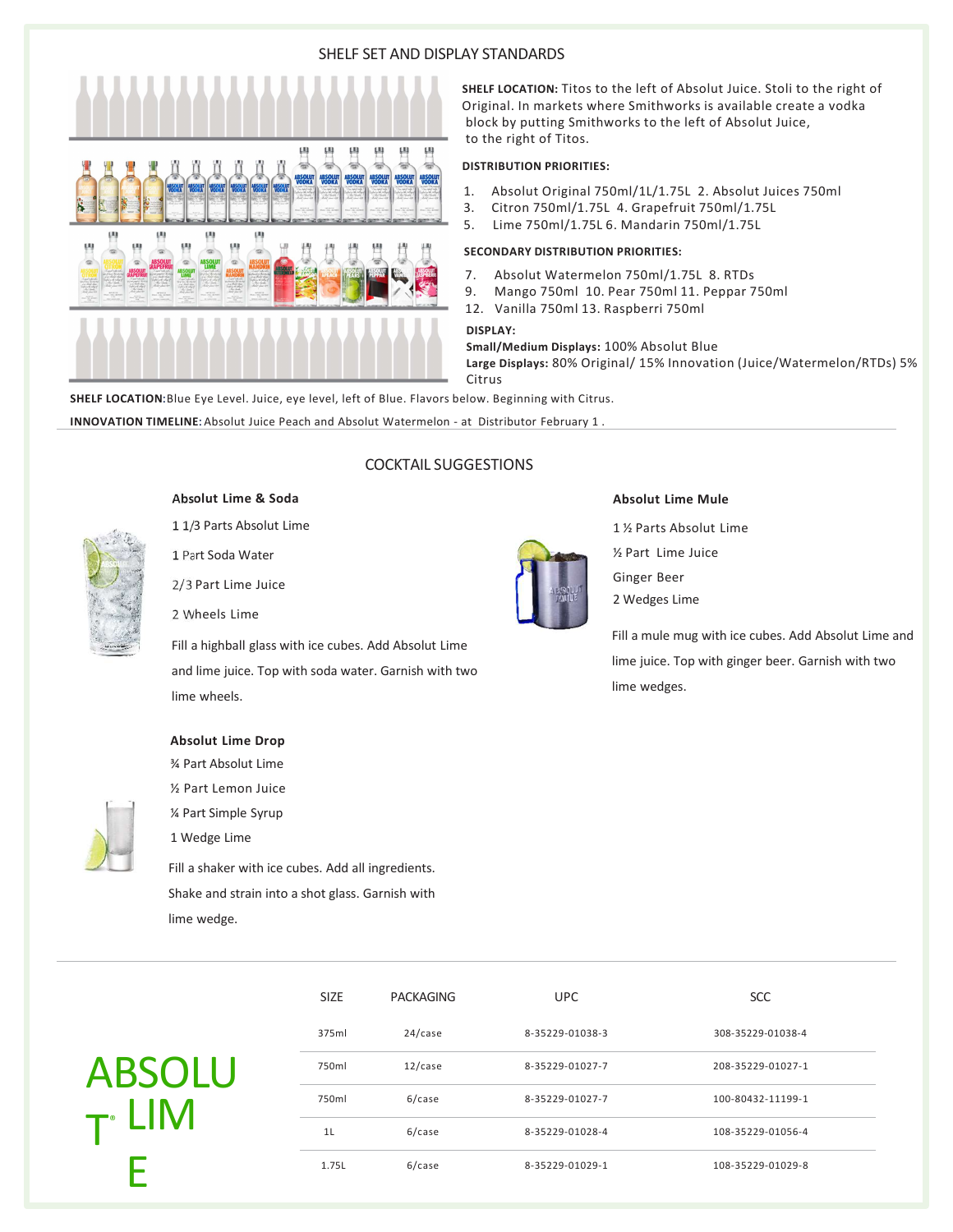## SHELF SET AND DISPLAY STANDARDS

**SHELF LOCATION:** Titos to the left of Absolut Juice. Stoli to the right of Original. In markets where Smithworks is available create a vodka block by putting Smithworks to the left of Absolut Juice, to the right of Titos.

**DISTRIBUTION PRIORITIES:**

1. Absolut Original 750ml/1L/1.75L 2. Absolut Juices 750ml
3. Citron 750ml/1.75L 4. Grapefruit 750ml/1.75L
5. Lime 750ml/1.75L 6. Mandarin 750ml/1.75L

**SECONDARY DISTRIBUTION PRIORITIES:**

7. Absolut Watermelon 750ml/1.75L 8. RTDs
9. Mango 750ml 10. Pear 750ml 11. Peppar 750ml
12. Vanilla 750ml 13. Raspberri 750ml

**DISPLAY:**

**Small/Medium Displays:** 100% Absolut Blue
**Large Displays:** 80% Original/ 15% Innovation (Juice/Watermelon/RTDs) 5% Citrus

**SHELF LOCATION:** Blue Eye Level. Juice, eye level, left of Blue. Flavors below. Beginning with Citrus.

**INNOVATION TIMELINE:** Absolut Juice Peach and Absolut Watermelon - at Distributor February 1 .

## COCKTAIL SUGGESTIONS

### Absolut Lime & Soda

1 1/3 Parts Absolut Lime

1 Part Soda Water

2/3 Part Lime Juice

2 Wheels Lime

Fill a highball glass with ice cubes. Add Absolut Lime and lime juice. Top with soda water. Garnish with two lime wheels.

### Absolut Lime Mule

1 ½ Parts Absolut Lime

½ Part Lime Juice

Ginger Beer

2 Wedges Lime

Fill a mule mug with ice cubes. Add Absolut Lime and lime juice. Top with ginger beer. Garnish with two lime wedges.

### Absolut Lime Drop

¾ Part Absolut Lime

½ Part Lemon Juice

¼ Part Simple Syrup

1 Wedge Lime

Fill a shaker with ice cubes. Add all ingredients. Shake and strain into a shot glass. Garnish with lime wedge.

## ABSOLUT® LIME

| SIZE | PACKAGING | UPC | SCC |
|---|---|---|---|
| 375ml | 24/case | 8-35229-01038-3 | 308-35229-01038-4 |
| 750ml | 12/case | 8-35229-01027-7 | 208-35229-01027-1 |
| 750ml | 6/case | 8-35229-01027-7 | 100-80432-11199-1 |
| 1L | 6/case | 8-35229-01028-4 | 108-35229-01056-4 |
| 1.75L | 6/case | 8-35229-01029-1 | 108-35229-01029-8 |